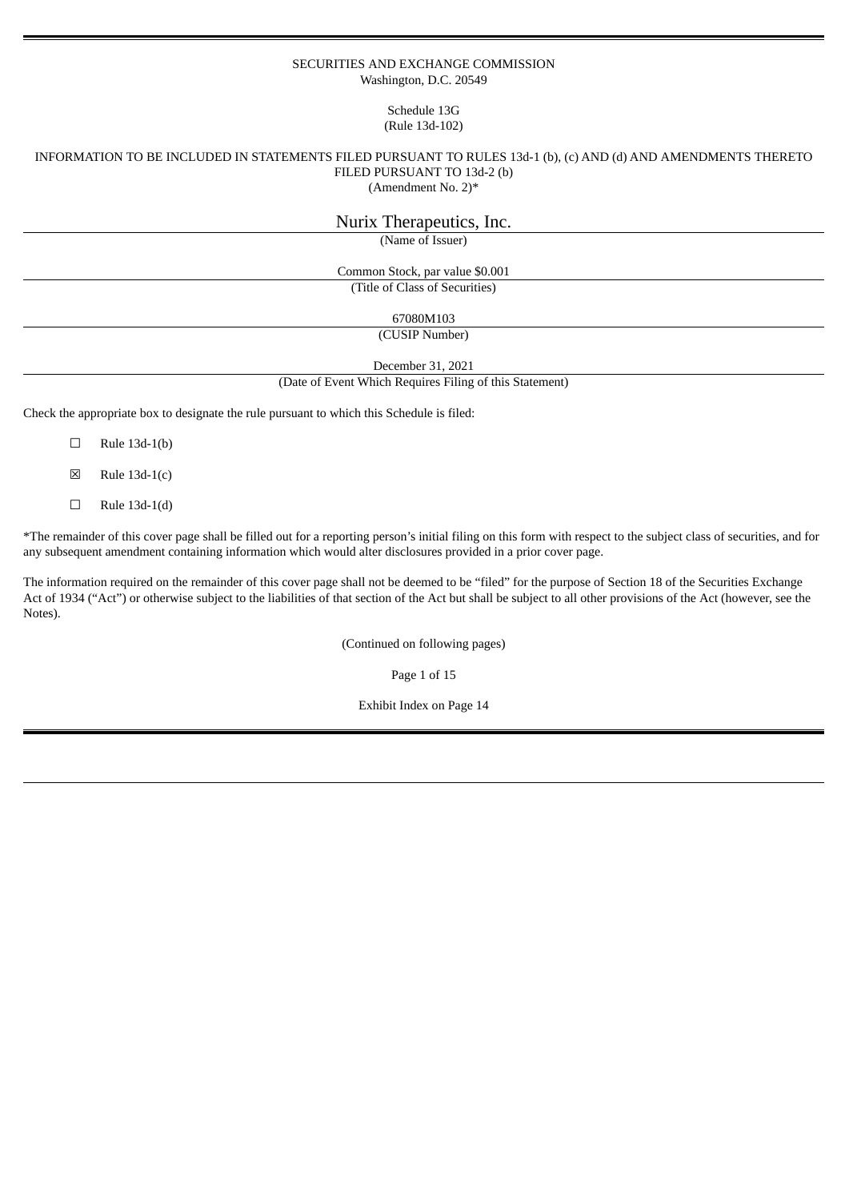SECURITIES AND EXCHANGE COMMISSION
Washington, D.C. 20549

Schedule 13G
(Rule 13d-102)

INFORMATION TO BE INCLUDED IN STATEMENTS FILED PURSUANT TO RULES 13d-1 (b), (c) AND (d) AND AMENDMENTS THERETO FILED PURSUANT TO 13d-2 (b)
(Amendment No. 2)*

Nurix Therapeutics, Inc.
(Name of Issuer)

Common Stock, par value $0.001
(Title of Class of Securities)

67080M103
(CUSIP Number)

December 31, 2021
(Date of Event Which Requires Filing of this Statement)

Check the appropriate box to designate the rule pursuant to which this Schedule is filed:

☐ Rule 13d-1(b)

☒ Rule 13d-1(c)

☐ Rule 13d-1(d)

*The remainder of this cover page shall be filled out for a reporting person's initial filing on this form with respect to the subject class of securities, and for any subsequent amendment containing information which would alter disclosures provided in a prior cover page.

The information required on the remainder of this cover page shall not be deemed to be "filed" for the purpose of Section 18 of the Securities Exchange Act of 1934 ("Act") or otherwise subject to the liabilities of that section of the Act but shall be subject to all other provisions of the Act (however, see the Notes).

(Continued on following pages)

Exhibit Index on Page 14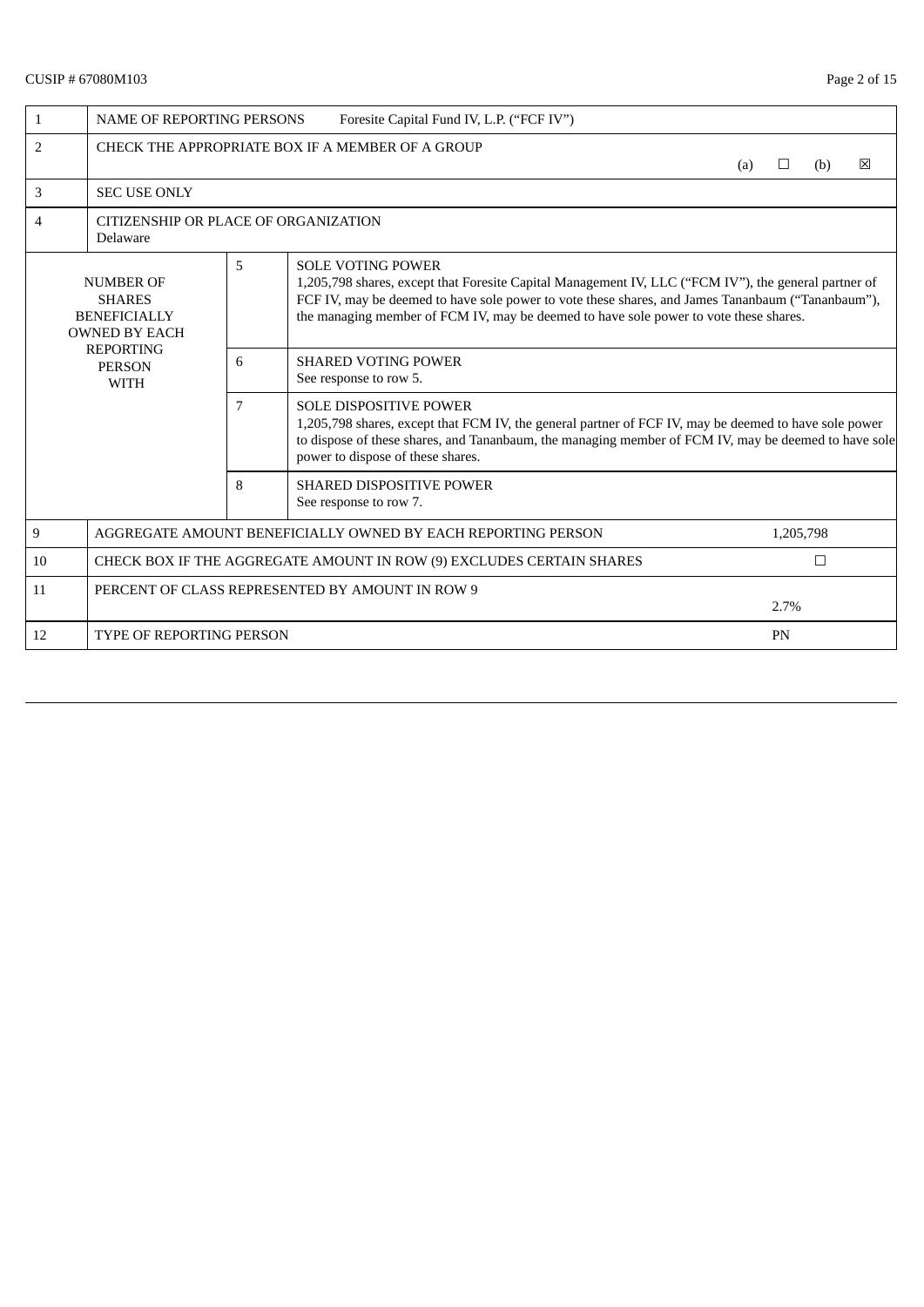CUSIP # 67080M103

| | | | |
|---|---|---|---|
| 1 | NAME OF REPORTING PERSONS Foresite Capital Fund IV, L.P. (“FCF IV”) | | |
| 2 | CHECK THE APPROPRIATE BOX IF A MEMBER OF A GROUP (a) ☐ (b) ☒ | | |
| 3 | SEC USE ONLY | | |
| 4 | CITIZENSHIP OR PLACE OF ORGANIZATION<br>Delaware | | |
| NUMBER OF SHARES BENEFICIALLY OWNED BY EACH REPORTING PERSON WITH | 5 | SOLE VOTING POWER<br>1,205,798 shares, except that Foresite Capital Management IV, LLC (“FCM IV”), the general partner of FCF IV, may be deemed to have sole power to vote these shares, and James Tananbaum (“Tananbaum”), the managing member of FCM IV, may be deemed to have sole power to vote these shares. | |
| | 6 | SHARED VOTING POWER<br>See response to row 5. | |
| | 7 | SOLE DISPOSITIVE POWER<br>1,205,798 shares, except that FCM IV, the general partner of FCF IV, may be deemed to have sole power to dispose of these shares, and Tananbaum, the managing member of FCM IV, may be deemed to have sole power to dispose of these shares. | |
| | 8 | SHARED DISPOSITIVE POWER<br>See response to row 7. | |
| 9 | AGGREGATE AMOUNT BENEFICIALLY OWNED BY EACH REPORTING PERSON | | 1,205,798 |
| 10 | CHECK BOX IF THE AGGREGATE AMOUNT IN ROW (9) EXCLUDES CERTAIN SHARES | | ☐ |
| 11 | PERCENT OF CLASS REPRESENTED BY AMOUNT IN ROW 9 | | 2.7% |
| 12 | TYPE OF REPORTING PERSON | | PN |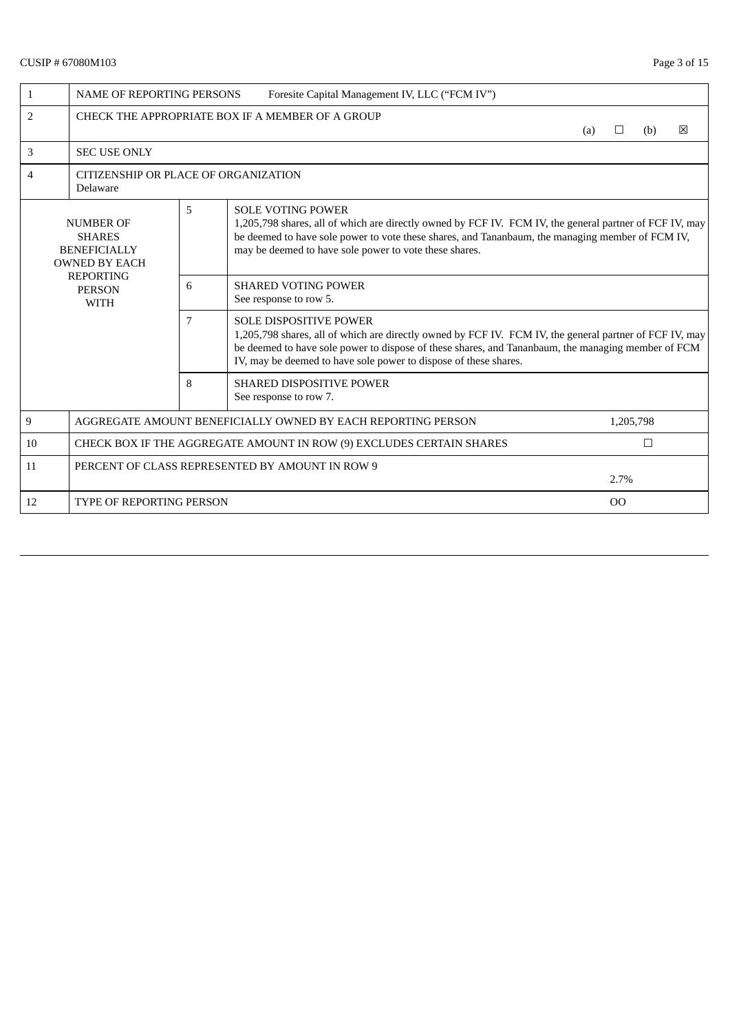CUSIP # 67080M103

| | | | |
|---|---|---|---|
| 1 | NAME OF REPORTING PERSONS Foresite Capital Management IV, LLC ("FCM IV") | | |
| 2 | CHECK THE APPROPRIATE BOX IF A MEMBER OF A GROUP (a) ☐ (b) ☒ | | |
| 3 | SEC USE ONLY | | |
| 4 | CITIZENSHIP OR PLACE OF ORGANIZATION<br>Delaware | | |
| NUMBER OF SHARES BENEFICIALLY OWNED BY EACH REPORTING PERSON WITH | 5 | SOLE VOTING POWER<br>1,205,798 shares, all of which are directly owned by FCF IV. FCM IV, the general partner of FCF IV, may be deemed to have sole power to vote these shares, and Tananbaum, the managing member of FCM IV, may be deemed to have sole power to vote these shares. | |
| | 6 | SHARED VOTING POWER<br>See response to row 5. | |
| | 7 | SOLE DISPOSITIVE POWER<br>1,205,798 shares, all of which are directly owned by FCF IV. FCM IV, the general partner of FCF IV, may be deemed to have sole power to dispose of these shares, and Tananbaum, the managing member of FCM IV, may be deemed to have sole power to dispose of these shares. | |
| | 8 | SHARED DISPOSITIVE POWER<br>See response to row 7. | |
| 9 | AGGREGATE AMOUNT BENEFICIALLY OWNED BY EACH REPORTING PERSON | | 1,205,798 |
| 10 | CHECK BOX IF THE AGGREGATE AMOUNT IN ROW (9) EXCLUDES CERTAIN SHARES | | ☐ |
| 11 | PERCENT OF CLASS REPRESENTED BY AMOUNT IN ROW 9 | | 2.7% |
| 12 | TYPE OF REPORTING PERSON | | OO |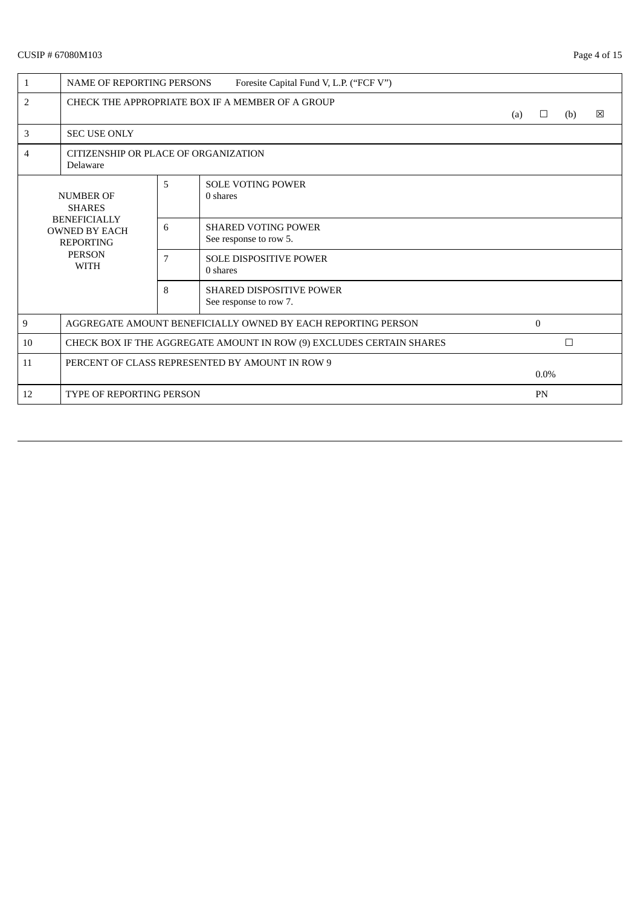CUSIP # 67080M103

| | | | |
|---|---|---|---|
| 1 | NAME OF REPORTING PERSONS Foresite Capital Fund V, L.P. (“FCF V”) | | |
| 2 | CHECK THE APPROPRIATE BOX IF A MEMBER OF A GROUP (a) ☐ (b) ☒ | | |
| 3 | SEC USE ONLY | | |
| 4 | CITIZENSHIP OR PLACE OF ORGANIZATION<br>Delaware | | |
| NUMBER OF SHARES BENEFICIALLY OWNED BY EACH REPORTING PERSON WITH | | 5 | SOLE VOTING POWER<br>0 shares |
| | | 6 | SHARED VOTING POWER<br>See response to row 5. |
| | | 7 | SOLE DISPOSITIVE POWER<br>0 shares |
| | | 8 | SHARED DISPOSITIVE POWER<br>See response to row 7. |
| 9 | AGGREGATE AMOUNT BENEFICIALLY OWNED BY EACH REPORTING PERSON | | 0 |
| 10 | CHECK BOX IF THE AGGREGATE AMOUNT IN ROW (9) EXCLUDES CERTAIN SHARES | | ☐ |
| 11 | PERCENT OF CLASS REPRESENTED BY AMOUNT IN ROW 9 | | 0.0% |
| 12 | TYPE OF REPORTING PERSON | | PN |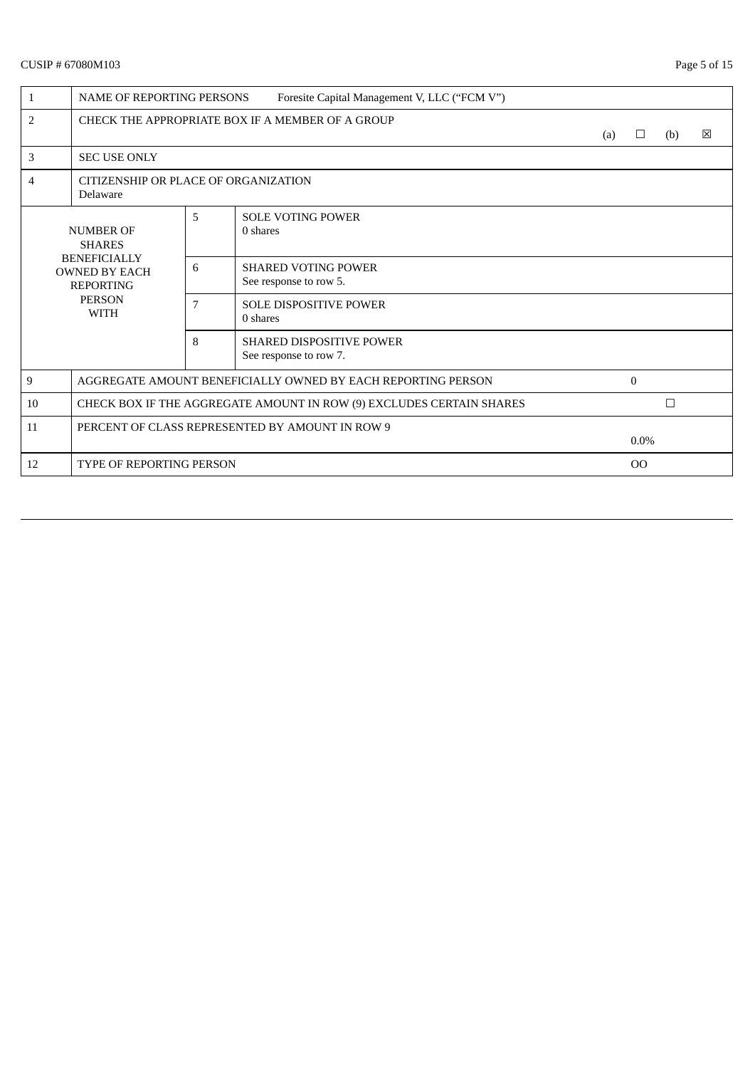CUSIP # 67080M103

| 1 | NAME OF REPORTING PERSONS Foresite Capital Management V, LLC ("FCM V") | | |
|---|---|---|---|
| 2 | CHECK THE APPROPRIATE BOX IF A MEMBER OF A GROUP (a) ☐ (b) ☒ | | |
| 3 | SEC USE ONLY | | |
| 4 | CITIZENSHIP OR PLACE OF ORGANIZATION<br>Delaware | | |
| NUMBER OF SHARES BENEFICIALLY OWNED BY EACH REPORTING PERSON WITH | 5 | SOLE VOTING POWER<br>0 shares | |
| | 6 | SHARED VOTING POWER<br>See response to row 5. | |
| | 7 | SOLE DISPOSITIVE POWER<br>0 shares | |
| | 8 | SHARED DISPOSITIVE POWER<br>See response to row 7. | |
| 9 | AGGREGATE AMOUNT BENEFICIALLY OWNED BY EACH REPORTING PERSON | | 0 |
| 10 | CHECK BOX IF THE AGGREGATE AMOUNT IN ROW (9) EXCLUDES CERTAIN SHARES | | ☐ |
| 11 | PERCENT OF CLASS REPRESENTED BY AMOUNT IN ROW 9 | | 0.0% |
| 12 | TYPE OF REPORTING PERSON | | OO |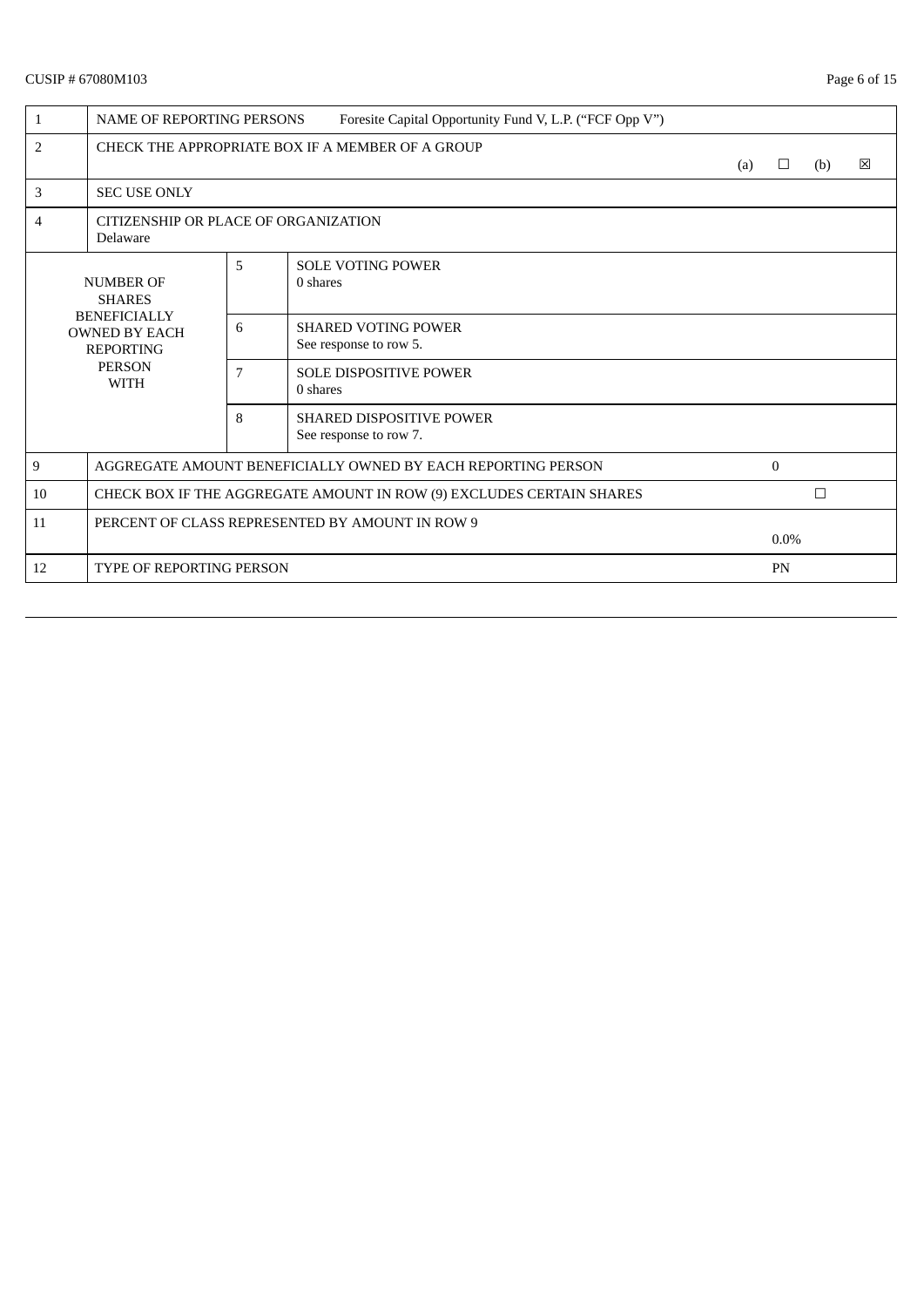CUSIP # 67080M103

| | | | |
|---|---|---|---|
| 1 | NAME OF REPORTING PERSONS Foresite Capital Opportunity Fund V, L.P. ("FCF Opp V") | | |
| 2 | CHECK THE APPROPRIATE BOX IF A MEMBER OF A GROUP (a) ☐ (b) ☒ | | |
| 3 | SEC USE ONLY | | |
| 4 | CITIZENSHIP OR PLACE OF ORGANIZATION<br>Delaware | | |
| NUMBER OF SHARES BENEFICIALLY OWNED BY EACH REPORTING PERSON WITH | 5 | SOLE VOTING POWER<br>0 shares | |
| | 6 | SHARED VOTING POWER<br>See response to row 5. | |
| | 7 | SOLE DISPOSITIVE POWER<br>0 shares | |
| | 8 | SHARED DISPOSITIVE POWER<br>See response to row 7. | |
| 9 | AGGREGATE AMOUNT BENEFICIALLY OWNED BY EACH REPORTING PERSON | | 0 |
| 10 | CHECK BOX IF THE AGGREGATE AMOUNT IN ROW (9) EXCLUDES CERTAIN SHARES | | ☐ |
| 11 | PERCENT OF CLASS REPRESENTED BY AMOUNT IN ROW 9 | | 0.0% |
| 12 | TYPE OF REPORTING PERSON | | PN |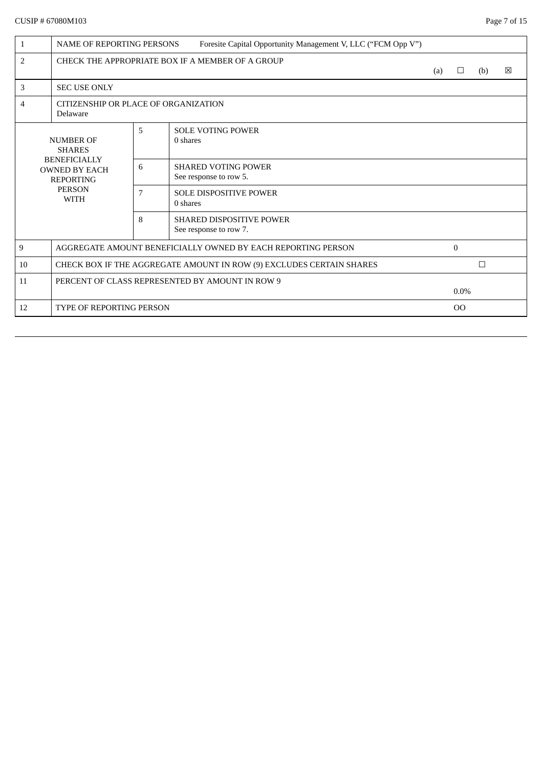CUSIP # 67080M103

| | | | |
|---|---|---|---|
| 1 | NAME OF REPORTING PERSONS Foresite Capital Opportunity Management V, LLC ("FCM Opp V") | | |
| 2 | CHECK THE APPROPRIATE BOX IF A MEMBER OF A GROUP (a) ☐ (b) ☒ | | |
| 3 | SEC USE ONLY | | |
| 4 | CITIZENSHIP OR PLACE OF ORGANIZATION<br>Delaware | | |
| NUMBER OF SHARES BENEFICIALLY OWNED BY EACH REPORTING PERSON WITH | | 5 | SOLE VOTING POWER<br>0 shares |
| | | 6 | SHARED VOTING POWER<br>See response to row 5. |
| | | 7 | SOLE DISPOSITIVE POWER<br>0 shares |
| | | 8 | SHARED DISPOSITIVE POWER<br>See response to row 7. |
| 9 | AGGREGATE AMOUNT BENEFICIALLY OWNED BY EACH REPORTING PERSON | | 0 |
| 10 | CHECK BOX IF THE AGGREGATE AMOUNT IN ROW (9) EXCLUDES CERTAIN SHARES | | ☐ |
| 11 | PERCENT OF CLASS REPRESENTED BY AMOUNT IN ROW 9 | | 0.0% |
| 12 | TYPE OF REPORTING PERSON | | OO |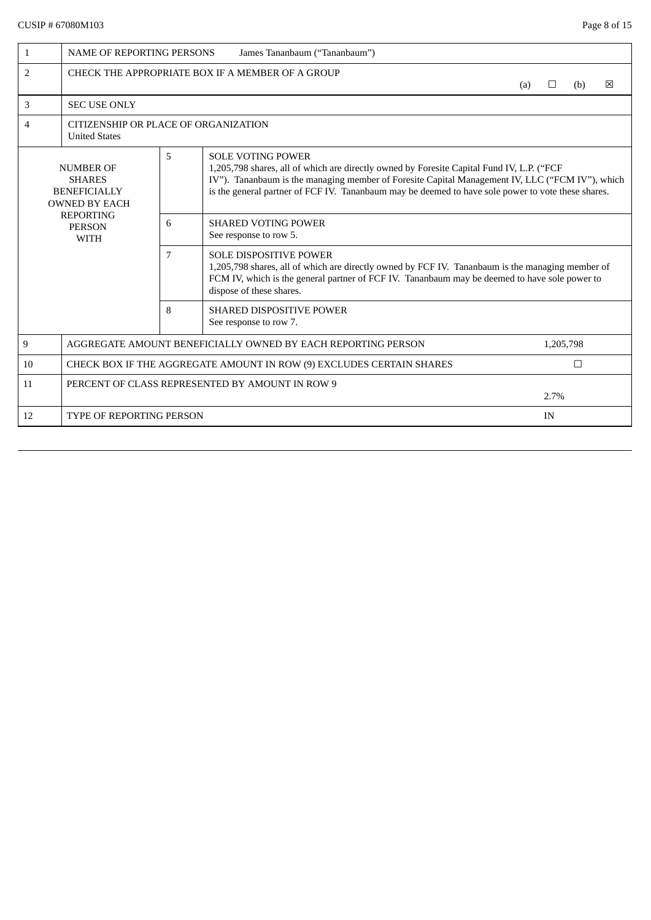CUSIP # 67080M103

| | | | |
|---|---|---|---|
| 1 | NAME OF REPORTING PERSONS James Tananbaum ("Tananbaum") | | |
| 2 | CHECK THE APPROPRIATE BOX IF A MEMBER OF A GROUP (a) ☐ (b) ☒ | | |
| 3 | SEC USE ONLY | | |
| 4 | CITIZENSHIP OR PLACE OF ORGANIZATION<br>United States | | |
| NUMBER OF SHARES BENEFICIALLY OWNED BY EACH REPORTING PERSON WITH | | 5 | SOLE VOTING POWER<br>1,205,798 shares, all of which are directly owned by Foresite Capital Fund IV, L.P. ("FCF IV"). Tananbaum is the managing member of Foresite Capital Management IV, LLC ("FCM IV"), which is the general partner of FCF IV. Tananbaum may be deemed to have sole power to vote these shares. |
| | | 6 | SHARED VOTING POWER<br>See response to row 5. |
| | | 7 | SOLE DISPOSITIVE POWER<br>1,205,798 shares, all of which are directly owned by FCF IV. Tananbaum is the managing member of FCM IV, which is the general partner of FCF IV. Tananbaum may be deemed to have sole power to dispose of these shares. |
| | | 8 | SHARED DISPOSITIVE POWER<br>See response to row 7. |
| 9 | AGGREGATE AMOUNT BENEFICIALLY OWNED BY EACH REPORTING PERSON | | 1,205,798 |
| 10 | CHECK BOX IF THE AGGREGATE AMOUNT IN ROW (9) EXCLUDES CERTAIN SHARES | | ☐ |
| 11 | PERCENT OF CLASS REPRESENTED BY AMOUNT IN ROW 9 | | 2.7% |
| 12 | TYPE OF REPORTING PERSON | | IN |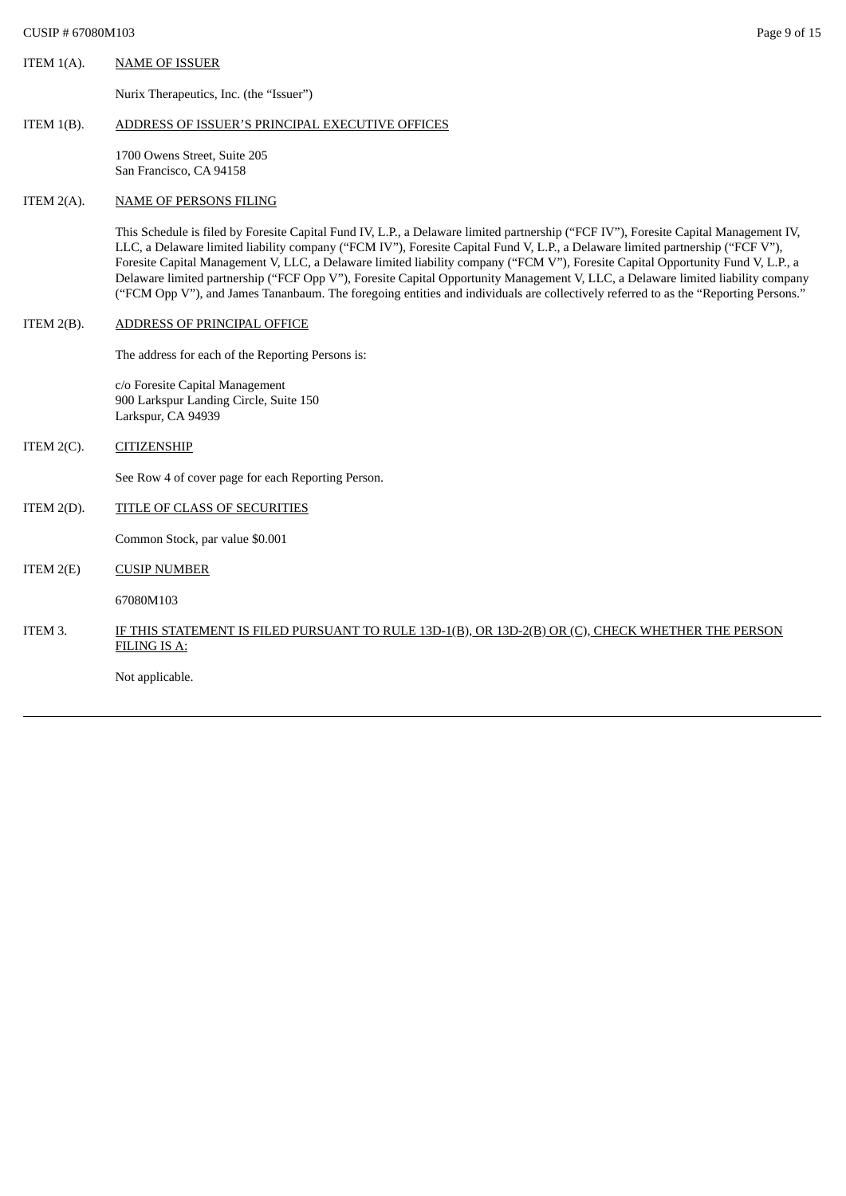ITEM 1(A). NAME OF ISSUER

Nurix Therapeutics, Inc. (the "Issuer")

ITEM 1(B). ADDRESS OF ISSUER'S PRINCIPAL EXECUTIVE OFFICES

1700 Owens Street, Suite 205
San Francisco, CA 94158

ITEM 2(A). NAME OF PERSONS FILING

This Schedule is filed by Foresite Capital Fund IV, L.P., a Delaware limited partnership ("FCF IV"), Foresite Capital Management IV, LLC, a Delaware limited liability company ("FCM IV"), Foresite Capital Fund V, L.P., a Delaware limited partnership ("FCF V"), Foresite Capital Management V, LLC, a Delaware limited liability company ("FCM V"), Foresite Capital Opportunity Fund V, L.P., a Delaware limited partnership ("FCF Opp V"), Foresite Capital Opportunity Management V, LLC, a Delaware limited liability company ("FCM Opp V"), and James Tananbaum. The foregoing entities and individuals are collectively referred to as the "Reporting Persons."

ITEM 2(B). ADDRESS OF PRINCIPAL OFFICE

The address for each of the Reporting Persons is:

c/o Foresite Capital Management
900 Larkspur Landing Circle, Suite 150
Larkspur, CA 94939

ITEM 2(C). CITIZENSHIP

See Row 4 of cover page for each Reporting Person.

ITEM 2(D). TITLE OF CLASS OF SECURITIES

Common Stock, par value $0.001

ITEM 2(E) CUSIP NUMBER

67080M103

ITEM 3. IF THIS STATEMENT IS FILED PURSUANT TO RULE 13D-1(B), OR 13D-2(B) OR (C), CHECK WHETHER THE PERSON FILING IS A:

Not applicable.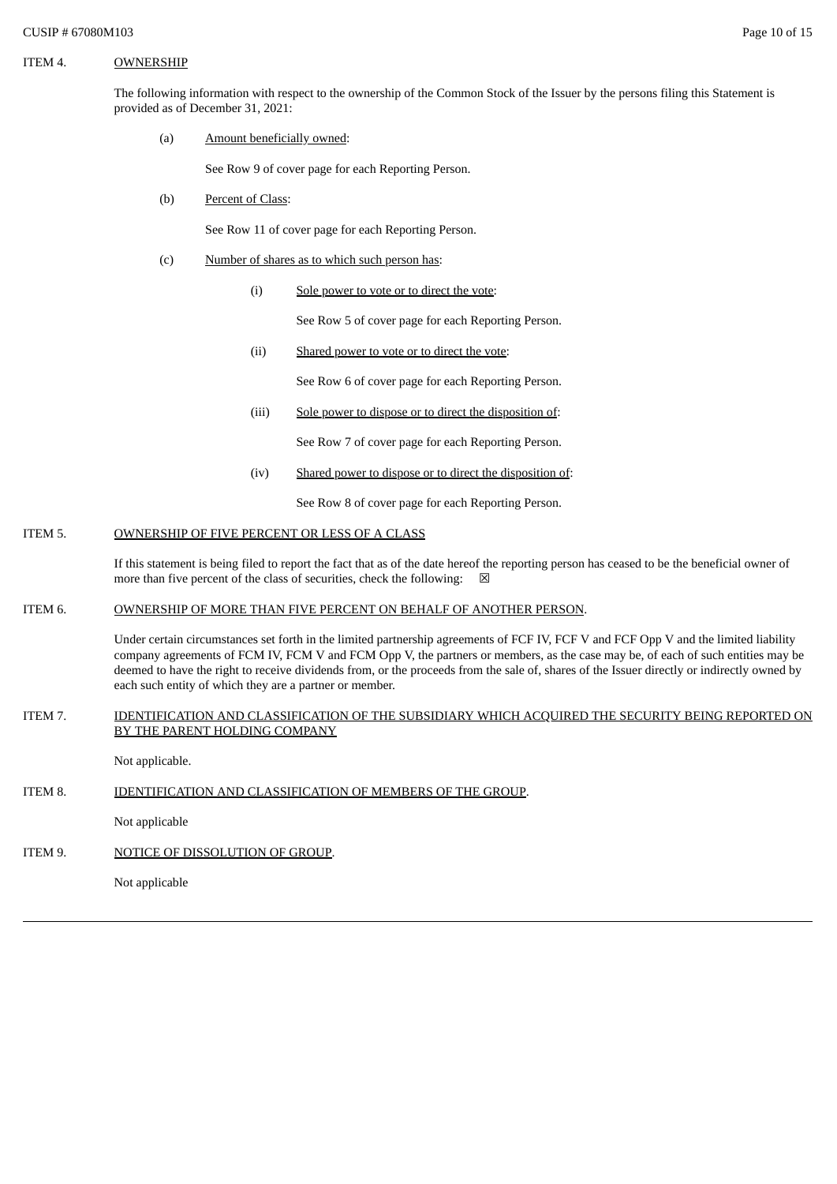ITEM 4. OWNERSHIP

The following information with respect to the ownership of the Common Stock of the Issuer by the persons filing this Statement is provided as of December 31, 2021:

(a) Amount beneficially owned:

See Row 9 of cover page for each Reporting Person.

(b) Percent of Class:

See Row 11 of cover page for each Reporting Person.

(c) Number of shares as to which such person has:

(i) Sole power to vote or to direct the vote:

See Row 5 of cover page for each Reporting Person.

(ii) Shared power to vote or to direct the vote:

See Row 6 of cover page for each Reporting Person.

(iii) Sole power to dispose or to direct the disposition of:

See Row 7 of cover page for each Reporting Person.

(iv) Shared power to dispose or to direct the disposition of:

See Row 8 of cover page for each Reporting Person.

ITEM 5. OWNERSHIP OF FIVE PERCENT OR LESS OF A CLASS

If this statement is being filed to report the fact that as of the date hereof the reporting person has ceased to be the beneficial owner of more than five percent of the class of securities, check the following: ☒

ITEM 6. OWNERSHIP OF MORE THAN FIVE PERCENT ON BEHALF OF ANOTHER PERSON.

Under certain circumstances set forth in the limited partnership agreements of FCF IV, FCF V and FCF Opp V and the limited liability company agreements of FCM IV, FCM V and FCM Opp V, the partners or members, as the case may be, of each of such entities may be deemed to have the right to receive dividends from, or the proceeds from the sale of, shares of the Issuer directly or indirectly owned by each such entity of which they are a partner or member.

ITEM 7. IDENTIFICATION AND CLASSIFICATION OF THE SUBSIDIARY WHICH ACQUIRED THE SECURITY BEING REPORTED ON BY THE PARENT HOLDING COMPANY

Not applicable.

ITEM 8. IDENTIFICATION AND CLASSIFICATION OF MEMBERS OF THE GROUP.

Not applicable

ITEM 9. NOTICE OF DISSOLUTION OF GROUP.

Not applicable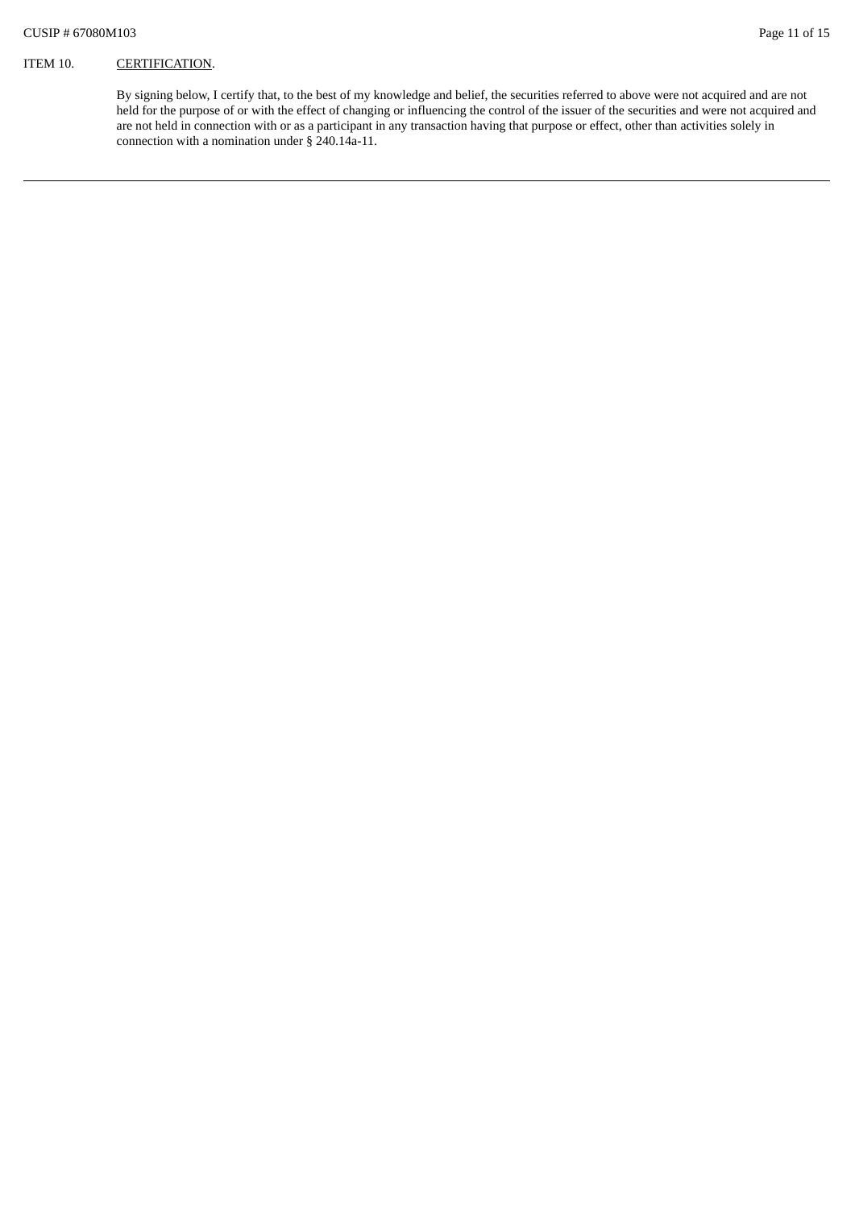ITEM 10. CERTIFICATION.

By signing below, I certify that, to the best of my knowledge and belief, the securities referred to above were not acquired and are not held for the purpose of or with the effect of changing or influencing the control of the issuer of the securities and were not acquired and are not held in connection with or as a participant in any transaction having that purpose or effect, other than activities solely in connection with a nomination under § 240.14a-11.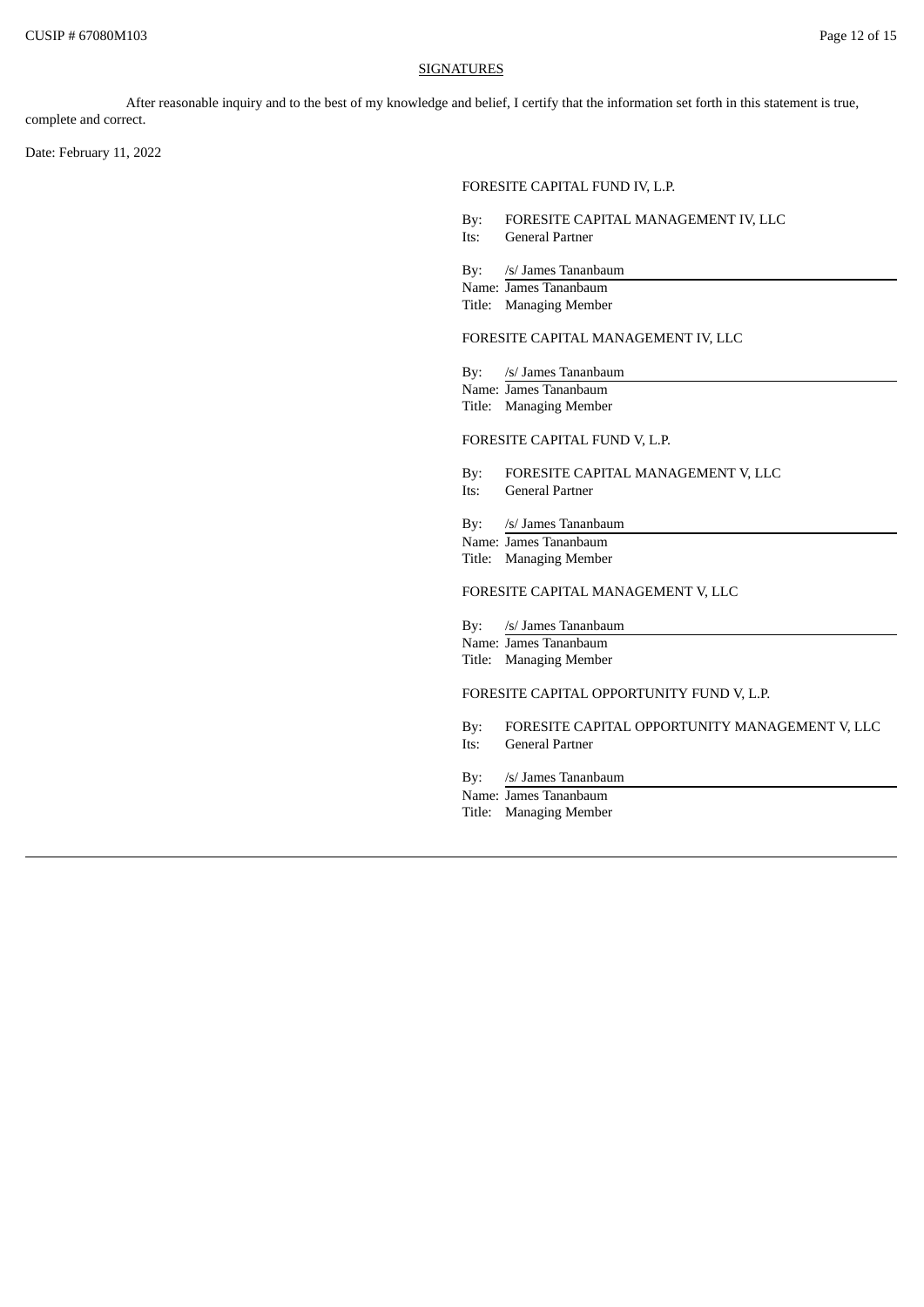<u>SIGNATURES</u>

After reasonable inquiry and to the best of my knowledge and belief, I certify that the information set forth in this statement is true, complete and correct.

Date: February 11, 2022

FORESITE CAPITAL FUND IV, L.P.

By: FORESITE CAPITAL MANAGEMENT IV, LLC
Its: General Partner

By: /s/ James Tananbaum
Name: James Tananbaum
Title: Managing Member

FORESITE CAPITAL MANAGEMENT IV, LLC

By: /s/ James Tananbaum
Name: James Tananbaum
Title: Managing Member

FORESITE CAPITAL FUND V, L.P.

By: FORESITE CAPITAL MANAGEMENT V, LLC
Its: General Partner

By: /s/ James Tananbaum
Name: James Tananbaum
Title: Managing Member

FORESITE CAPITAL MANAGEMENT V, LLC

By: /s/ James Tananbaum
Name: James Tananbaum
Title: Managing Member

FORESITE CAPITAL OPPORTUNITY FUND V, L.P.

By: FORESITE CAPITAL OPPORTUNITY MANAGEMENT V, LLC
Its: General Partner

By: /s/ James Tananbaum
Name: James Tananbaum
Title: Managing Member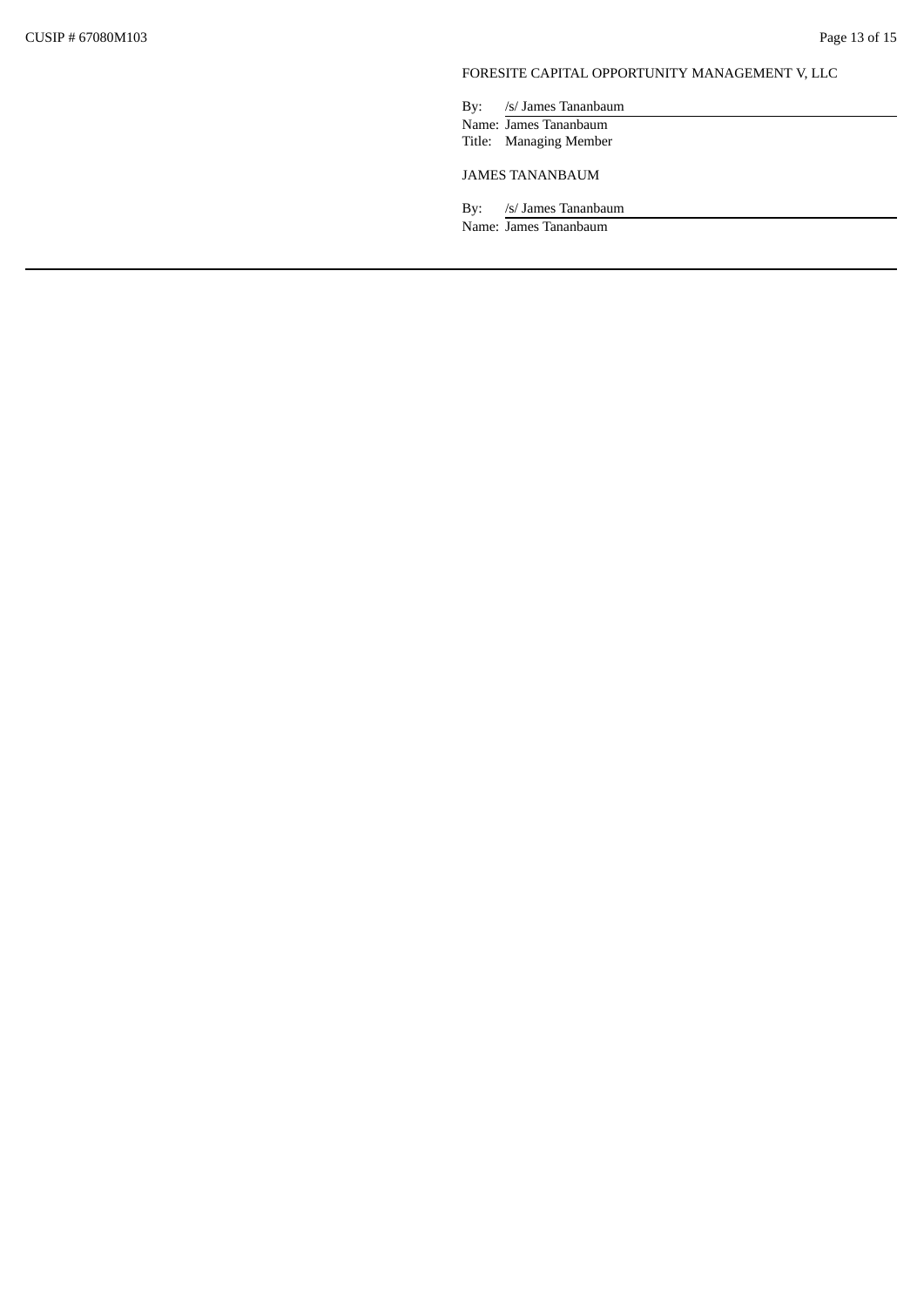FORESITE CAPITAL OPPORTUNITY MANAGEMENT V, LLC

By: /s/ James Tananbaum
Name: James Tananbaum
Title: Managing Member

JAMES TANANBAUM

By: /s/ James Tananbaum
Name: James Tananbaum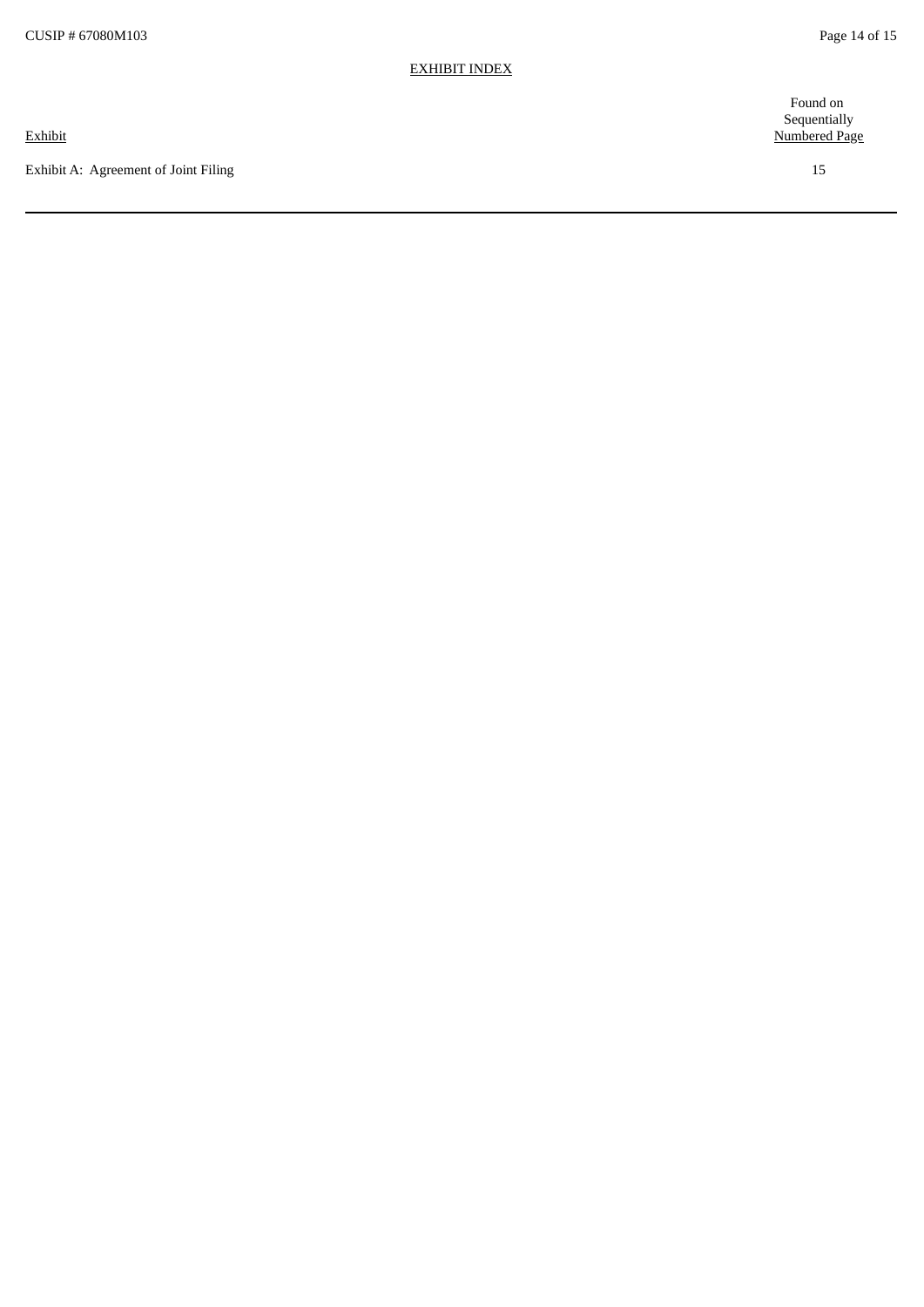EXHIBIT INDEX

| Exhibit | Found on Sequentially Numbered Page |
| --- | --- |
| Exhibit A: Agreement of Joint Filing | 15 |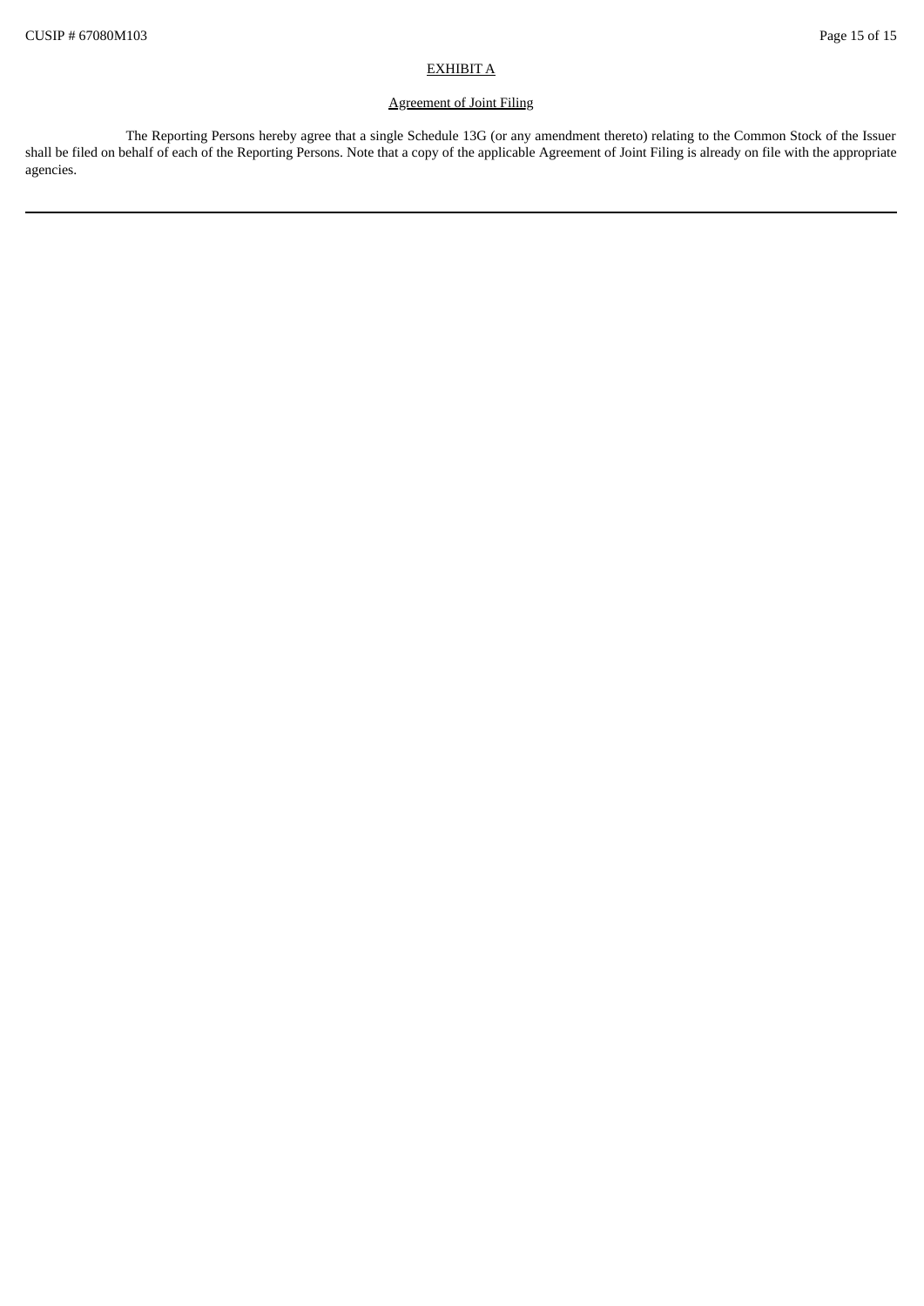# EXHIBIT A

## Agreement of Joint Filing

The Reporting Persons hereby agree that a single Schedule 13G (or any amendment thereto) relating to the Common Stock of the Issuer shall be filed on behalf of each of the Reporting Persons. Note that a copy of the applicable Agreement of Joint Filing is already on file with the appropriate agencies.